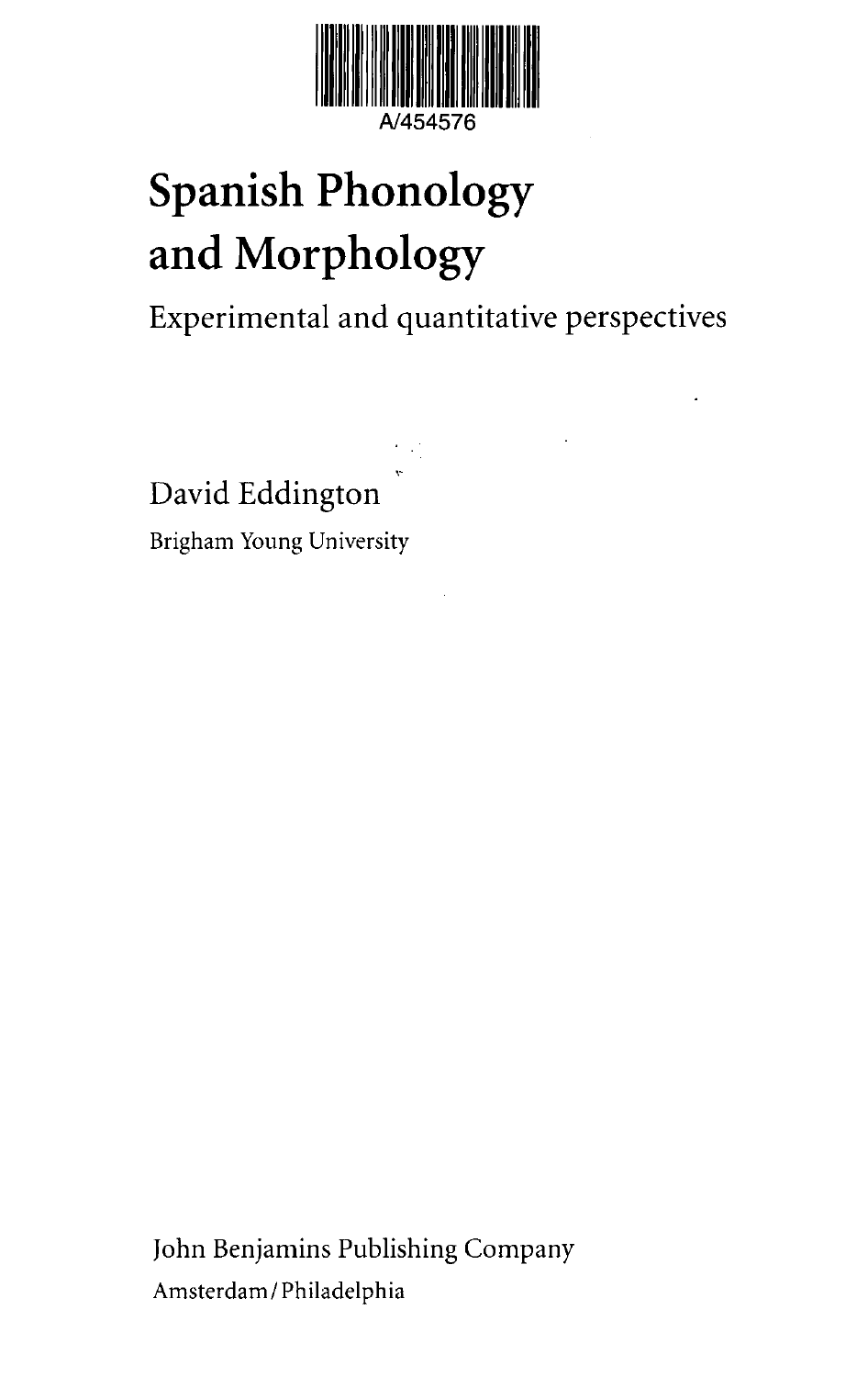A/454576

# Spanish Phonology and Morphology

## Experimental and quantitative perspectives

David Eddington

Brigham Young University

John Benjamins Publishing Company

Amsterdam / Philadelphia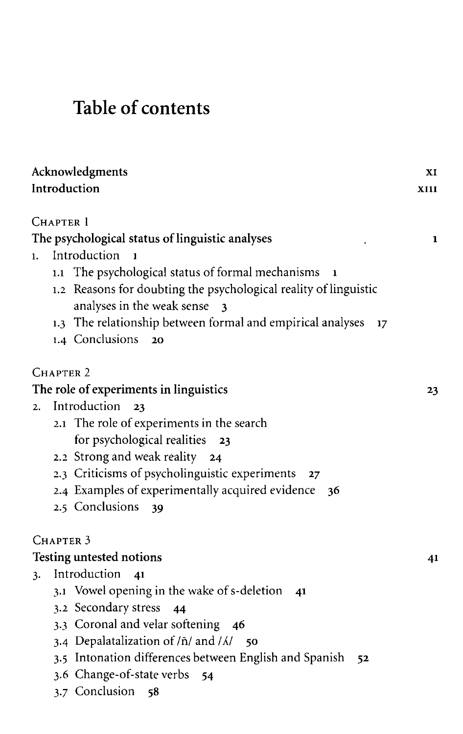# Table of contents

Acknowledgments XI
Introduction XIII

CHAPTER 1
**The psychological status of linguistic analyses** 1

1. Introduction 1
   - 1.1 The psychological status of formal mechanisms 1
   - 1.2 Reasons for doubting the psychological reality of linguistic analyses in the weak sense 3
   - 1.3 The relationship between formal and empirical analyses 17
   - 1.4 Conclusions 20

CHAPTER 2
**The role of experiments in linguistics** 23

2. Introduction 23
   - 2.1 The role of experiments in the search for psychological realities 23
   - 2.2 Strong and weak reality 24
   - 2.3 Criticisms of psycholinguistic experiments 27
   - 2.4 Examples of experimentally acquired evidence 36
   - 2.5 Conclusions 39

CHAPTER 3
**Testing untested notions** 41

3. Introduction 41
   - 3.1 Vowel opening in the wake of s-deletion 41
   - 3.2 Secondary stress 44
   - 3.3 Coronal and velar softening 46
   - 3.4 Depalatalization of /ñ/ and /ʎ/ 50
   - 3.5 Intonation differences between English and Spanish 52
   - 3.6 Change-of-state verbs 54
   - 3.7 Conclusion 58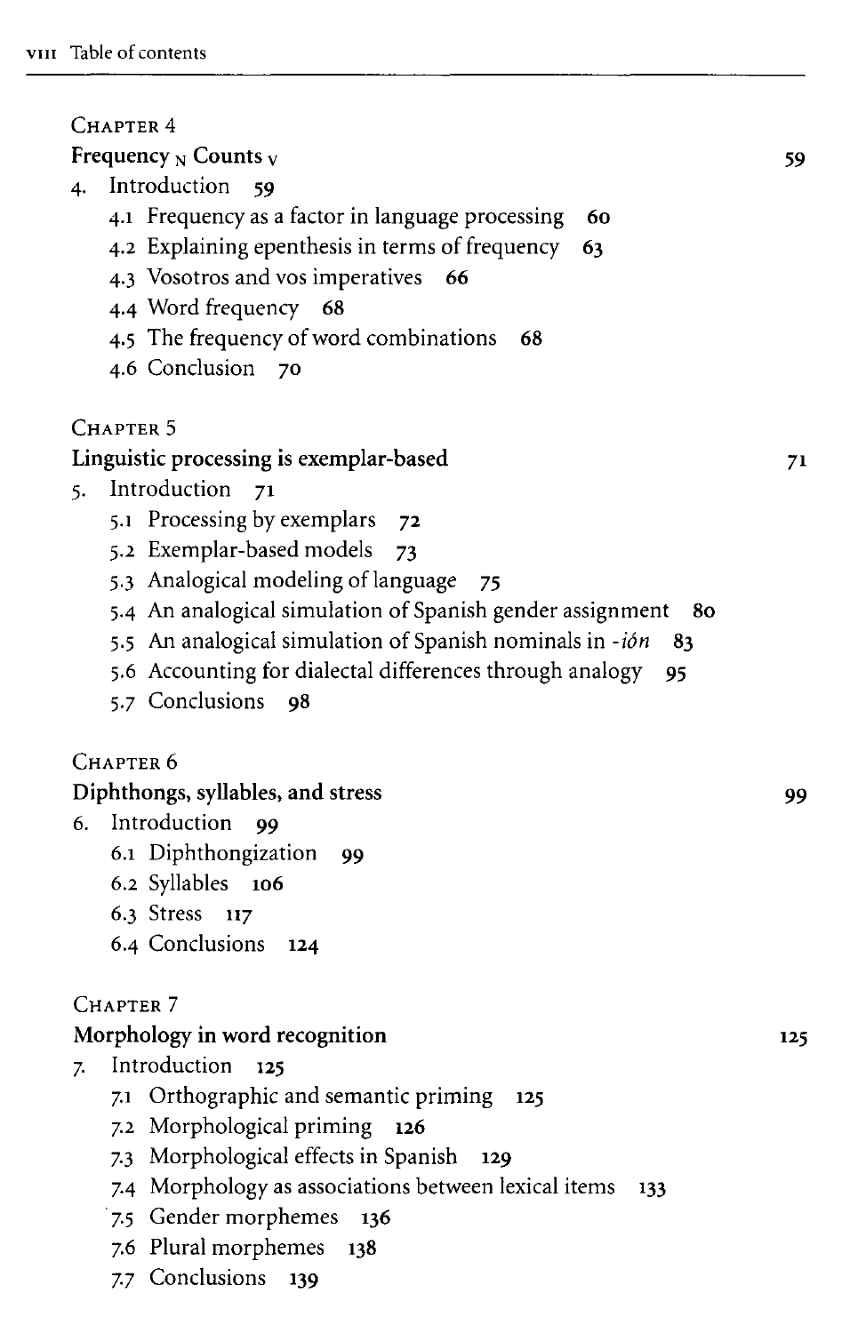Chapter 4

**Frequency $_N$ Counts $_V$** 59

4. Introduction 59
   - 4.1 Frequency as a factor in language processing 60
   - 4.2 Explaining epenthesis in terms of frequency 63
   - 4.3 Vosotros and vos imperatives 66
   - 4.4 Word frequency 68
   - 4.5 The frequency of word combinations 68
   - 4.6 Conclusion 70

Chapter 5

**Linguistic processing is exemplar-based** 71

5. Introduction 71
   - 5.1 Processing by exemplars 72
   - 5.2 Exemplar-based models 73
   - 5.3 Analogical modeling of language 75
   - 5.4 An analogical simulation of Spanish gender assignment 80
   - 5.5 An analogical simulation of Spanish nominals in *-ión* 83
   - 5.6 Accounting for dialectal differences through analogy 95
   - 5.7 Conclusions 98

Chapter 6

**Diphthongs, syllables, and stress** 99

6. Introduction 99
   - 6.1 Diphthongization 99
   - 6.2 Syllables 106
   - 6.3 Stress 117
   - 6.4 Conclusions 124

Chapter 7

**Morphology in word recognition** 125

7. Introduction 125
   - 7.1 Orthographic and semantic priming 125
   - 7.2 Morphological priming 126
   - 7.3 Morphological effects in Spanish 129
   - 7.4 Morphology as associations between lexical items 133
   - 7.5 Gender morphemes 136
   - 7.6 Plural morphemes 138
   - 7.7 Conclusions 139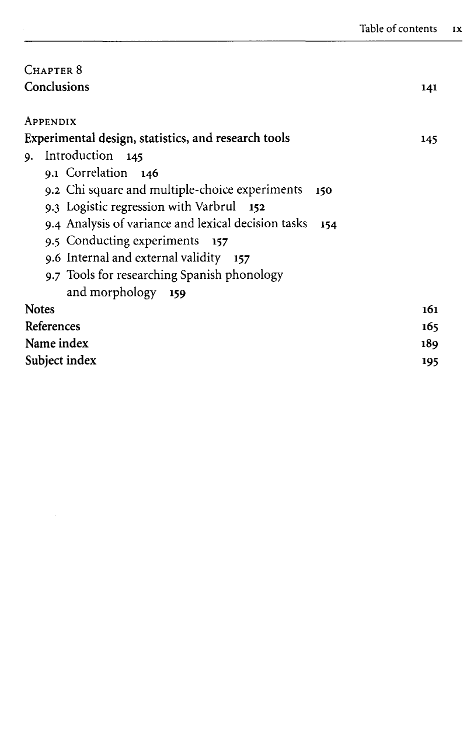Chapter 8
**Conclusions** 141

Appendix
**Experimental design, statistics, and research tools** 145

9. Introduction 145
   - 9.1 Correlation 146
   - 9.2 Chi square and multiple-choice experiments 150
   - 9.3 Logistic regression with Varbrul 152
   - 9.4 Analysis of variance and lexical decision tasks 154
   - 9.5 Conducting experiments 157
   - 9.6 Internal and external validity 157
   - 9.7 Tools for researching Spanish phonology and morphology 159

**Notes** 161

**References** 165

**Name index** 189

**Subject index** 195